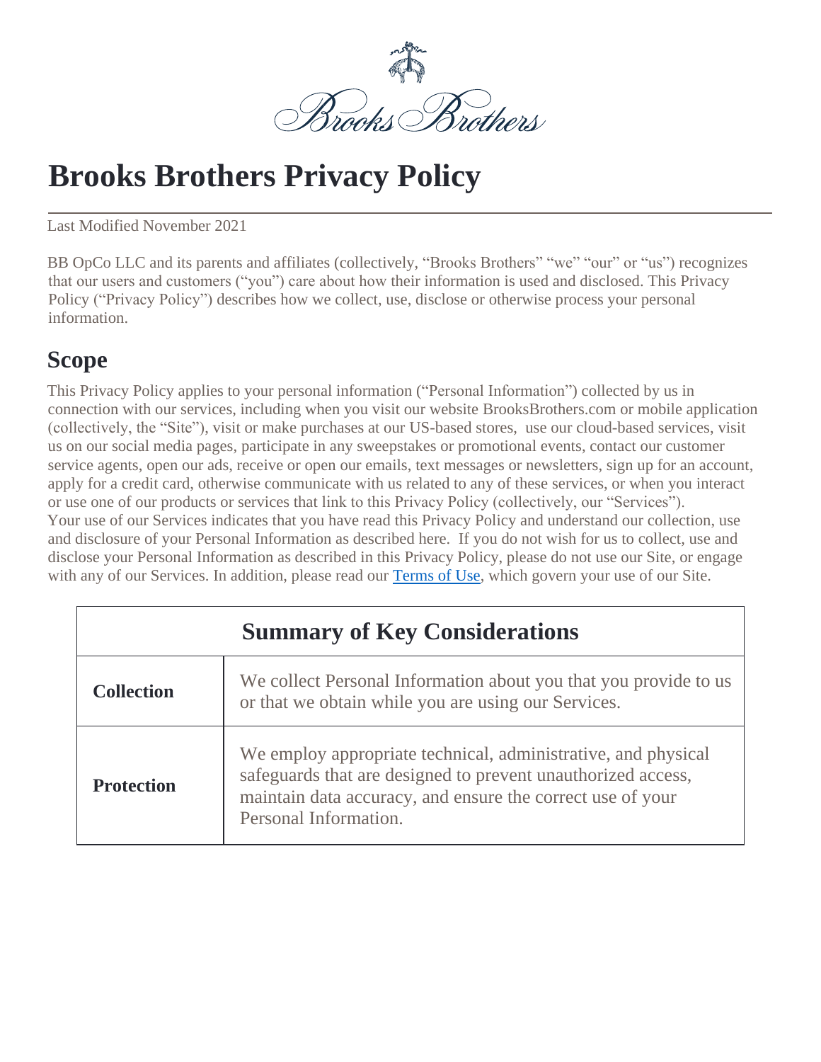# Brooks Brothers Privacy Policy

Last Modified November 2021

BB OpCo LLC and its parents and affiliates (collectively, "Brooks Brothers" "we" "our" or "us") recognizes that our users and customers ("you") care about how their information is used and disclosed. This Privacy Policy ("Privacy Policy") describes how we collect, use, disclose or otherwise process your personal information.

## Scope

This Privacy Policy applies to your personal information ("Personal Information") collected by us in connection with our services, including when you visit our website BrooksBrothers.com or mobile application (collectively, the "Site"), visit or make purchases at our US-based stores, use our cloud-based services, visit us on our social media pages, participate in any sweepstakes or promotional events, contact our customer service agents, open our ads, receive or open our emails, text messages or newsletters, sign up for an account, apply for a credit card, otherwise communicate with us related to any of these services, or when you interact or use one of our products or services that link to this Privacy Policy (collectively, our "Services"). Your use of our Services indicates that you have read this Privacy Policy and understand our collection, use and disclosure of your Personal Information as described here. If you do not wish for us to collect, use and disclose your Personal Information as described in this Privacy Policy, please do not use our Site, or engage with any of our Services. In addition, please read our Terms of Use, which govern your use of our Site.

| Summary of Key Considerations | |
|---|---|
| **Collection** | We collect Personal Information about you that you provide to us or that we obtain while you are using our Services. |
| **Protection** | We employ appropriate technical, administrative, and physical safeguards that are designed to prevent unauthorized access, maintain data accuracy, and ensure the correct use of your Personal Information. |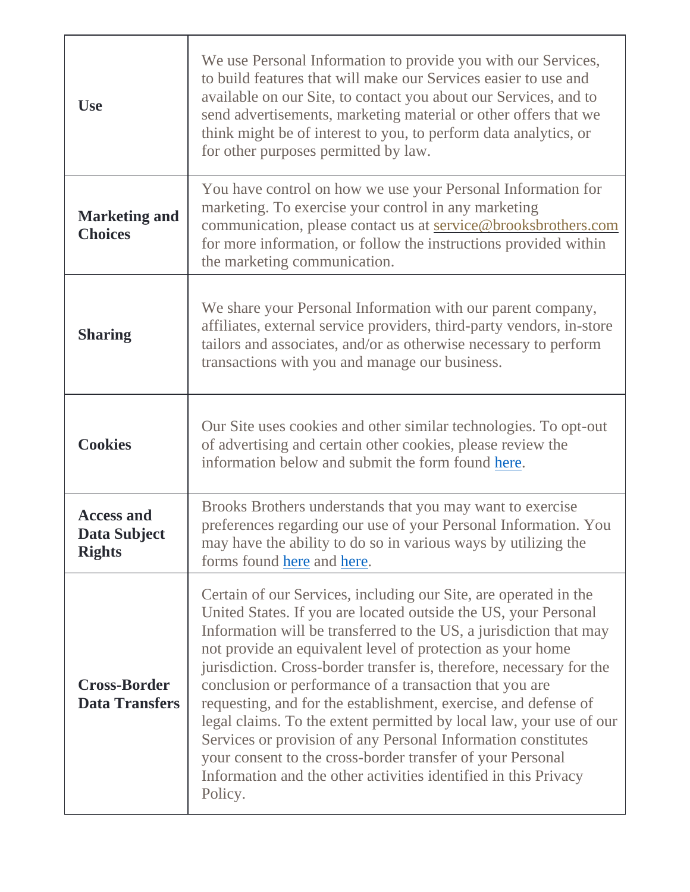| | |
|---|---|
| **Use** | We use Personal Information to provide you with our Services, to build features that will make our Services easier to use and available on our Site, to contact you about our Services, and to send advertisements, marketing material or other offers that we think might be of interest to you, to perform data analytics, or for other purposes permitted by law. |
| **Marketing and Choices** | You have control on how we use your Personal Information for marketing. To exercise your control in any marketing communication, please contact us at service@brooksbrothers.com for more information, or follow the instructions provided within the marketing communication. |
| **Sharing** | We share your Personal Information with our parent company, affiliates, external service providers, third-party vendors, in-store tailors and associates, and/or as otherwise necessary to perform transactions with you and manage our business. |
| **Cookies** | Our Site uses cookies and other similar technologies. To opt-out of advertising and certain other cookies, please review the information below and submit the form found here. |
| **Access and Data Subject Rights** | Brooks Brothers understands that you may want to exercise preferences regarding our use of your Personal Information. You may have the ability to do so in various ways by utilizing the forms found here and here. |
| **Cross-Border Data Transfers** | Certain of our Services, including our Site, are operated in the United States. If you are located outside the US, your Personal Information will be transferred to the US, a jurisdiction that may not provide an equivalent level of protection as your home jurisdiction. Cross-border transfer is, therefore, necessary for the conclusion or performance of a transaction that you are requesting, and for the establishment, exercise, and defense of legal claims. To the extent permitted by local law, your use of our Services or provision of any Personal Information constitutes your consent to the cross-border transfer of your Personal Information and the other activities identified in this Privacy Policy. |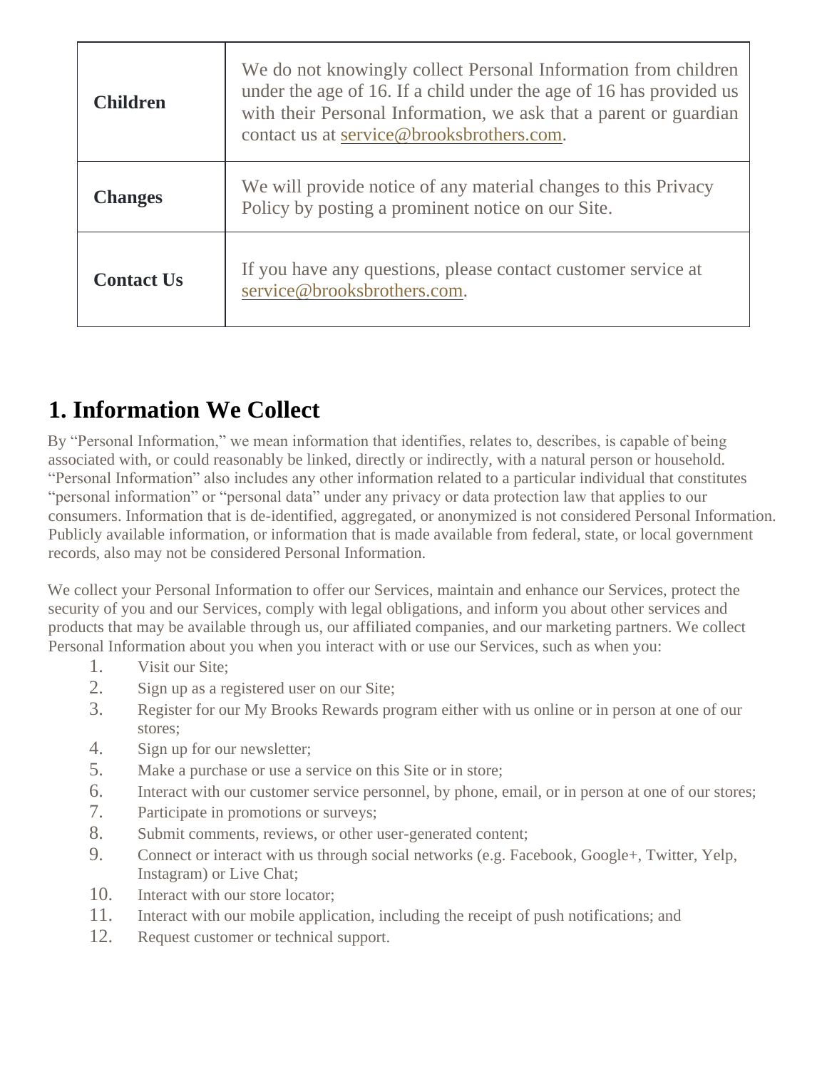| | |
|---|---|
| **Children** | We do not knowingly collect Personal Information from children under the age of 16. If a child under the age of 16 has provided us with their Personal Information, we ask that a parent or guardian contact us at service@brooksbrothers.com. |
| **Changes** | We will provide notice of any material changes to this Privacy Policy by posting a prominent notice on our Site. |
| **Contact Us** | If you have any questions, please contact customer service at service@brooksbrothers.com. |

# 1. Information We Collect

By "Personal Information," we mean information that identifies, relates to, describes, is capable of being associated with, or could reasonably be linked, directly or indirectly, with a natural person or household. "Personal Information" also includes any other information related to a particular individual that constitutes "personal information" or "personal data" under any privacy or data protection law that applies to our consumers. Information that is de-identified, aggregated, or anonymized is not considered Personal Information. Publicly available information, or information that is made available from federal, state, or local government records, also may not be considered Personal Information.

We collect your Personal Information to offer our Services, maintain and enhance our Services, protect the security of you and our Services, comply with legal obligations, and inform you about other services and products that may be available through us, our affiliated companies, and our marketing partners. We collect Personal Information about you when you interact with or use our Services, such as when you:

1. Visit our Site;
2. Sign up as a registered user on our Site;
3. Register for our My Brooks Rewards program either with us online or in person at one of our stores;
4. Sign up for our newsletter;
5. Make a purchase or use a service on this Site or in store;
6. Interact with our customer service personnel, by phone, email, or in person at one of our stores;
7. Participate in promotions or surveys;
8. Submit comments, reviews, or other user-generated content;
9. Connect or interact with us through social networks (e.g. Facebook, Google+, Twitter, Yelp, Instagram) or Live Chat;
10. Interact with our store locator;
11. Interact with our mobile application, including the receipt of push notifications; and
12. Request customer or technical support.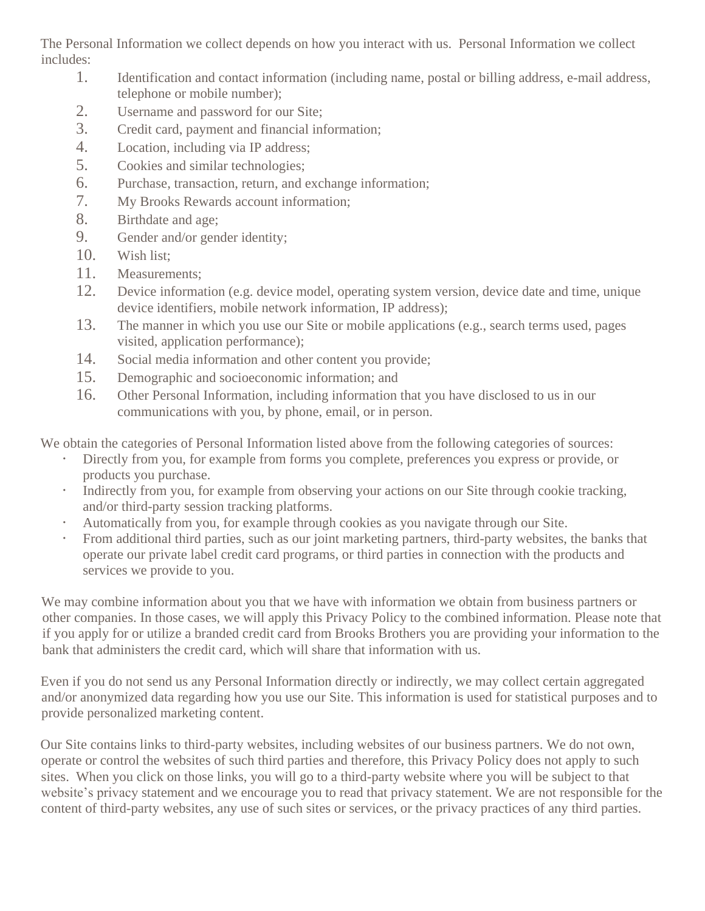The Personal Information we collect depends on how you interact with us. Personal Information we collect includes:

1. Identification and contact information (including name, postal or billing address, e-mail address, telephone or mobile number);
2. Username and password for our Site;
3. Credit card, payment and financial information;
4. Location, including via IP address;
5. Cookies and similar technologies;
6. Purchase, transaction, return, and exchange information;
7. My Brooks Rewards account information;
8. Birthdate and age;
9. Gender and/or gender identity;
10. Wish list;
11. Measurements;
12. Device information (e.g. device model, operating system version, device date and time, unique device identifiers, mobile network information, IP address);
13. The manner in which you use our Site or mobile applications (e.g., search terms used, pages visited, application performance);
14. Social media information and other content you provide;
15. Demographic and socioeconomic information; and
16. Other Personal Information, including information that you have disclosed to us in our communications with you, by phone, email, or in person.

We obtain the categories of Personal Information listed above from the following categories of sources:

- Directly from you, for example from forms you complete, preferences you express or provide, or products you purchase.
- Indirectly from you, for example from observing your actions on our Site through cookie tracking, and/or third-party session tracking platforms.
- Automatically from you, for example through cookies as you navigate through our Site.
- From additional third parties, such as our joint marketing partners, third-party websites, the banks that operate our private label credit card programs, or third parties in connection with the products and services we provide to you.

We may combine information about you that we have with information we obtain from business partners or other companies. In those cases, we will apply this Privacy Policy to the combined information. Please note that if you apply for or utilize a branded credit card from Brooks Brothers you are providing your information to the bank that administers the credit card, which will share that information with us.

Even if you do not send us any Personal Information directly or indirectly, we may collect certain aggregated and/or anonymized data regarding how you use our Site. This information is used for statistical purposes and to provide personalized marketing content.

Our Site contains links to third-party websites, including websites of our business partners. We do not own, operate or control the websites of such third parties and therefore, this Privacy Policy does not apply to such sites. When you click on those links, you will go to a third-party website where you will be subject to that website's privacy statement and we encourage you to read that privacy statement. We are not responsible for the content of third-party websites, any use of such sites or services, or the privacy practices of any third parties.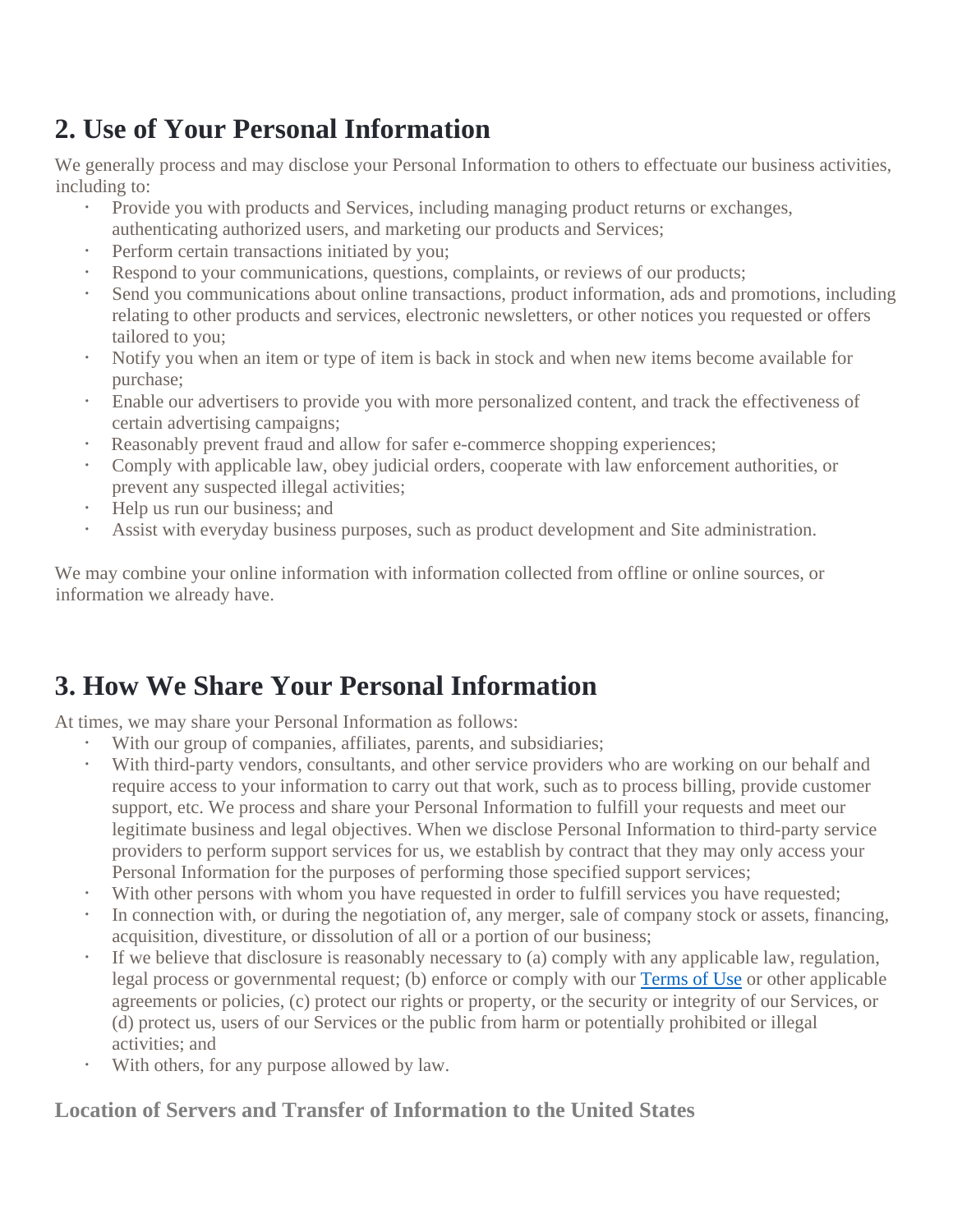## 2. Use of Your Personal Information

We generally process and may disclose your Personal Information to others to effectuate our business activities, including to:

- Provide you with products and Services, including managing product returns or exchanges, authenticating authorized users, and marketing our products and Services;
- Perform certain transactions initiated by you;
- Respond to your communications, questions, complaints, or reviews of our products;
- Send you communications about online transactions, product information, ads and promotions, including relating to other products and services, electronic newsletters, or other notices you requested or offers tailored to you;
- Notify you when an item or type of item is back in stock and when new items become available for purchase;
- Enable our advertisers to provide you with more personalized content, and track the effectiveness of certain advertising campaigns;
- Reasonably prevent fraud and allow for safer e-commerce shopping experiences;
- Comply with applicable law, obey judicial orders, cooperate with law enforcement authorities, or prevent any suspected illegal activities;
- Help us run our business; and
- Assist with everyday business purposes, such as product development and Site administration.

We may combine your online information with information collected from offline or online sources, or information we already have.

## 3. How We Share Your Personal Information

At times, we may share your Personal Information as follows:

- With our group of companies, affiliates, parents, and subsidiaries;
- With third-party vendors, consultants, and other service providers who are working on our behalf and require access to your information to carry out that work, such as to process billing, provide customer support, etc. We process and share your Personal Information to fulfill your requests and meet our legitimate business and legal objectives. When we disclose Personal Information to third-party service providers to perform support services for us, we establish by contract that they may only access your Personal Information for the purposes of performing those specified support services;
- With other persons with whom you have requested in order to fulfill services you have requested;
- In connection with, or during the negotiation of, any merger, sale of company stock or assets, financing, acquisition, divestiture, or dissolution of all or a portion of our business;
- If we believe that disclosure is reasonably necessary to (a) comply with any applicable law, regulation, legal process or governmental request; (b) enforce or comply with our [Terms of Use]() or other applicable agreements or policies, (c) protect our rights or property, or the security or integrity of our Services, or (d) protect us, users of our Services or the public from harm or potentially prohibited or illegal activities; and
- With others, for any purpose allowed by law.

### Location of Servers and Transfer of Information to the United States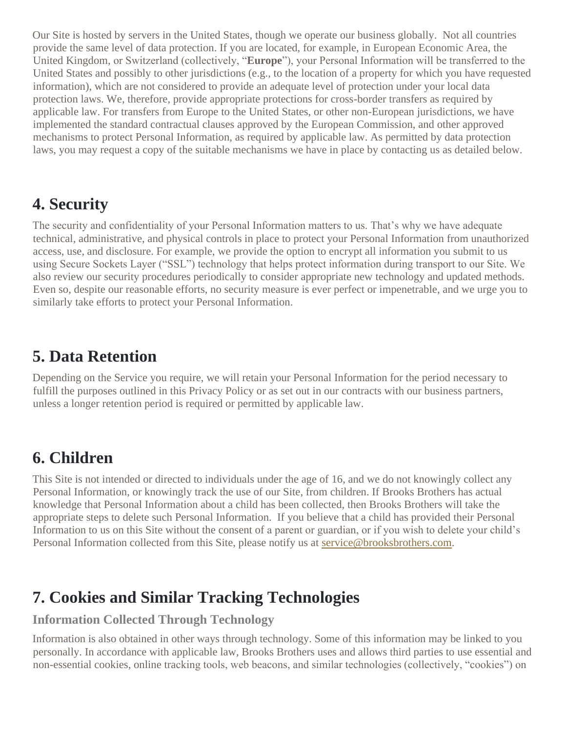Our Site is hosted by servers in the United States, though we operate our business globally. Not all countries provide the same level of data protection. If you are located, for example, in European Economic Area, the United Kingdom, or Switzerland (collectively, "**Europe**"), your Personal Information will be transferred to the United States and possibly to other jurisdictions (e.g., to the location of a property for which you have requested information), which are not considered to provide an adequate level of protection under your local data protection laws. We, therefore, provide appropriate protections for cross-border transfers as required by applicable law. For transfers from Europe to the United States, or other non-European jurisdictions, we have implemented the standard contractual clauses approved by the European Commission, and other approved mechanisms to protect Personal Information, as required by applicable law. As permitted by data protection laws, you may request a copy of the suitable mechanisms we have in place by contacting us as detailed below.

## 4. Security

The security and confidentiality of your Personal Information matters to us. That's why we have adequate technical, administrative, and physical controls in place to protect your Personal Information from unauthorized access, use, and disclosure. For example, we provide the option to encrypt all information you submit to us using Secure Sockets Layer ("SSL") technology that helps protect information during transport to our Site. We also review our security procedures periodically to consider appropriate new technology and updated methods. Even so, despite our reasonable efforts, no security measure is ever perfect or impenetrable, and we urge you to similarly take efforts to protect your Personal Information.

## 5. Data Retention

Depending on the Service you require, we will retain your Personal Information for the period necessary to fulfill the purposes outlined in this Privacy Policy or as set out in our contracts with our business partners, unless a longer retention period is required or permitted by applicable law.

## 6. Children

This Site is not intended or directed to individuals under the age of 16, and we do not knowingly collect any Personal Information, or knowingly track the use of our Site, from children. If Brooks Brothers has actual knowledge that Personal Information about a child has been collected, then Brooks Brothers will take the appropriate steps to delete such Personal Information. If you believe that a child has provided their Personal Information to us on this Site without the consent of a parent or guardian, or if you wish to delete your child's Personal Information collected from this Site, please notify us at service@brooksbrothers.com.

## 7. Cookies and Similar Tracking Technologies

### Information Collected Through Technology

Information is also obtained in other ways through technology. Some of this information may be linked to you personally. In accordance with applicable law, Brooks Brothers uses and allows third parties to use essential and non-essential cookies, online tracking tools, web beacons, and similar technologies (collectively, "cookies") on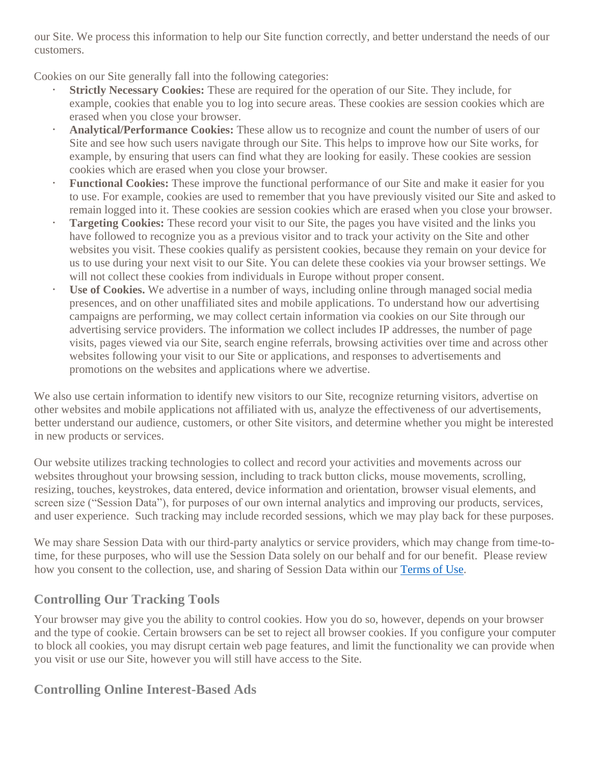our Site. We process this information to help our Site function correctly, and better understand the needs of our customers.

Cookies on our Site generally fall into the following categories:

- **Strictly Necessary Cookies:** These are required for the operation of our Site. They include, for example, cookies that enable you to log into secure areas. These cookies are session cookies which are erased when you close your browser.
- **Analytical/Performance Cookies:** These allow us to recognize and count the number of users of our Site and see how such users navigate through our Site. This helps to improve how our Site works, for example, by ensuring that users can find what they are looking for easily. These cookies are session cookies which are erased when you close your browser.
- **Functional Cookies:** These improve the functional performance of our Site and make it easier for you to use. For example, cookies are used to remember that you have previously visited our Site and asked to remain logged into it. These cookies are session cookies which are erased when you close your browser.
- **Targeting Cookies:** These record your visit to our Site, the pages you have visited and the links you have followed to recognize you as a previous visitor and to track your activity on the Site and other websites you visit. These cookies qualify as persistent cookies, because they remain on your device for us to use during your next visit to our Site. You can delete these cookies via your browser settings. We will not collect these cookies from individuals in Europe without proper consent.
- **Use of Cookies.** We advertise in a number of ways, including online through managed social media presences, and on other unaffiliated sites and mobile applications. To understand how our advertising campaigns are performing, we may collect certain information via cookies on our Site through our advertising service providers. The information we collect includes IP addresses, the number of page visits, pages viewed via our Site, search engine referrals, browsing activities over time and across other websites following your visit to our Site or applications, and responses to advertisements and promotions on the websites and applications where we advertise.

We also use certain information to identify new visitors to our Site, recognize returning visitors, advertise on other websites and mobile applications not affiliated with us, analyze the effectiveness of our advertisements, better understand our audience, customers, or other Site visitors, and determine whether you might be interested in new products or services.

Our website utilizes tracking technologies to collect and record your activities and movements across our websites throughout your browsing session, including to track button clicks, mouse movements, scrolling, resizing, touches, keystrokes, data entered, device information and orientation, browser visual elements, and screen size ("Session Data"), for purposes of our own internal analytics and improving our products, services, and user experience. Such tracking may include recorded sessions, which we may play back for these purposes.

We may share Session Data with our third-party analytics or service providers, which may change from time-to-time, for these purposes, who will use the Session Data solely on our behalf and for our benefit. Please review how you consent to the collection, use, and sharing of Session Data within our Terms of Use.

## Controlling Our Tracking Tools

Your browser may give you the ability to control cookies. How you do so, however, depends on your browser and the type of cookie. Certain browsers can be set to reject all browser cookies. If you configure your computer to block all cookies, you may disrupt certain web page features, and limit the functionality we can provide when you visit or use our Site, however you will still have access to the Site.

## Controlling Online Interest-Based Ads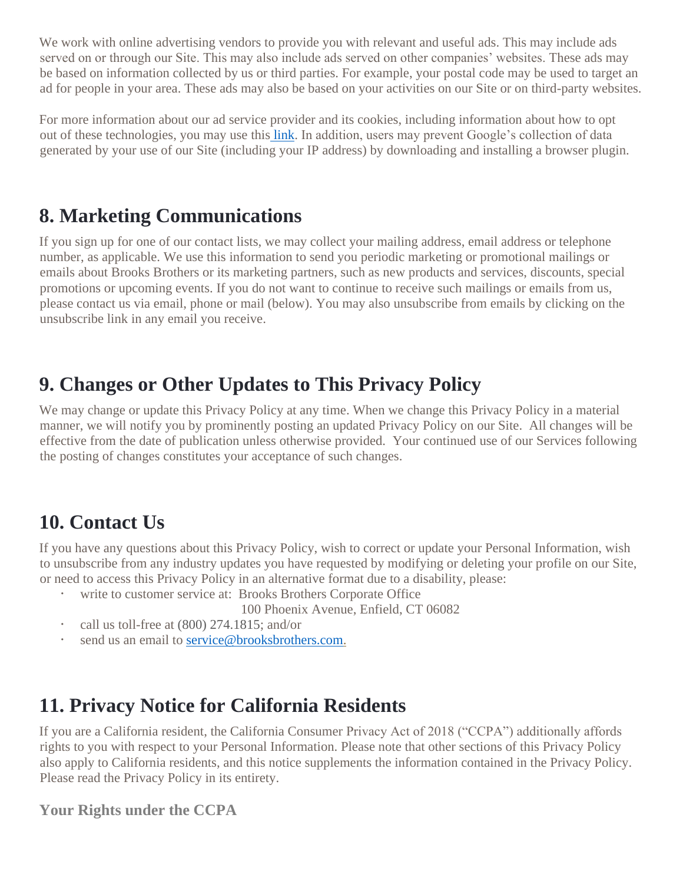We work with online advertising vendors to provide you with relevant and useful ads. This may include ads served on or through our Site. This may also include ads served on other companies' websites. These ads may be based on information collected by us or third parties. For example, your postal code may be used to target an ad for people in your area. These ads may also be based on your activities on our Site or on third-party websites.

For more information about our ad service provider and its cookies, including information about how to opt out of these technologies, you may use this link. In addition, users may prevent Google's collection of data generated by your use of our Site (including your IP address) by downloading and installing a browser plugin.

## 8. Marketing Communications

If you sign up for one of our contact lists, we may collect your mailing address, email address or telephone number, as applicable. We use this information to send you periodic marketing or promotional mailings or emails about Brooks Brothers or its marketing partners, such as new products and services, discounts, special promotions or upcoming events. If you do not want to continue to receive such mailings or emails from us, please contact us via email, phone or mail (below). You may also unsubscribe from emails by clicking on the unsubscribe link in any email you receive.

## 9. Changes or Other Updates to This Privacy Policy

We may change or update this Privacy Policy at any time. When we change this Privacy Policy in a material manner, we will notify you by prominently posting an updated Privacy Policy on our Site. All changes will be effective from the date of publication unless otherwise provided. Your continued use of our Services following the posting of changes constitutes your acceptance of such changes.

## 10. Contact Us

If you have any questions about this Privacy Policy, wish to correct or update your Personal Information, wish to unsubscribe from any industry updates you have requested by modifying or deleting your profile on our Site, or need to access this Privacy Policy in an alternative format due to a disability, please:

- write to customer service at: Brooks Brothers Corporate Office
  100 Phoenix Avenue, Enfield, CT 06082
- call us toll-free at (800) 274.1815; and/or
- send us an email to service@brooksbrothers.com.

## 11. Privacy Notice for California Residents

If you are a California resident, the California Consumer Privacy Act of 2018 ("CCPA") additionally affords rights to you with respect to your Personal Information. Please note that other sections of this Privacy Policy also apply to California residents, and this notice supplements the information contained in the Privacy Policy. Please read the Privacy Policy in its entirety.

### Your Rights under the CCPA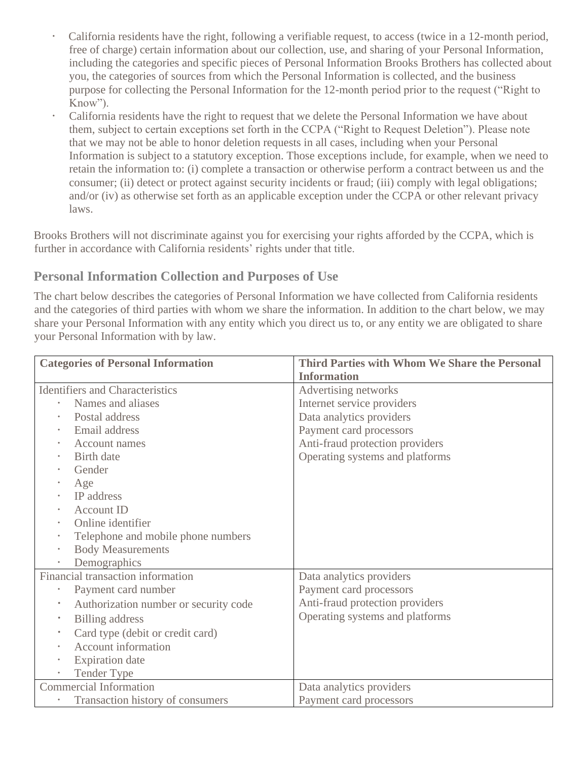- California residents have the right, following a verifiable request, to access (twice in a 12-month period, free of charge) certain information about our collection, use, and sharing of your Personal Information, including the categories and specific pieces of Personal Information Brooks Brothers has collected about you, the categories of sources from which the Personal Information is collected, and the business purpose for collecting the Personal Information for the 12-month period prior to the request ("Right to Know").
- California residents have the right to request that we delete the Personal Information we have about them, subject to certain exceptions set forth in the CCPA ("Right to Request Deletion"). Please note that we may not be able to honor deletion requests in all cases, including when your Personal Information is subject to a statutory exception. Those exceptions include, for example, when we need to retain the information to: (i) complete a transaction or otherwise perform a contract between us and the consumer; (ii) detect or protect against security incidents or fraud; (iii) comply with legal obligations; and/or (iv) as otherwise set forth as an applicable exception under the CCPA or other relevant privacy laws.

Brooks Brothers will not discriminate against you for exercising your rights afforded by the CCPA, which is further in accordance with California residents' rights under that title.

## Personal Information Collection and Purposes of Use

The chart below describes the categories of Personal Information we have collected from California residents and the categories of third parties with whom we share the information. In addition to the chart below, we may share your Personal Information with any entity which you direct us to, or any entity we are obligated to share your Personal Information with by law.

| Categories of Personal Information | Third Parties with Whom We Share the Personal Information |
| --- | --- |
| Identifiers and Characteristics<br>• Names and aliases<br>• Postal address<br>• Email address<br>• Account names<br>• Birth date<br>• Gender<br>• Age<br>• IP address<br>• Account ID<br>• Online identifier<br>• Telephone and mobile phone numbers<br>• Body Measurements<br>• Demographics | Advertising networks<br>Internet service providers<br>Data analytics providers<br>Payment card processors<br>Anti-fraud protection providers<br>Operating systems and platforms |
| Financial transaction information<br>• Payment card number<br>• Authorization number or security code<br>• Billing address<br>• Card type (debit or credit card)<br>• Account information<br>• Expiration date<br>• Tender Type | Data analytics providers<br>Payment card processors<br>Anti-fraud protection providers<br>Operating systems and platforms |
| Commercial Information<br>• Transaction history of consumers | Data analytics providers<br>Payment card processors |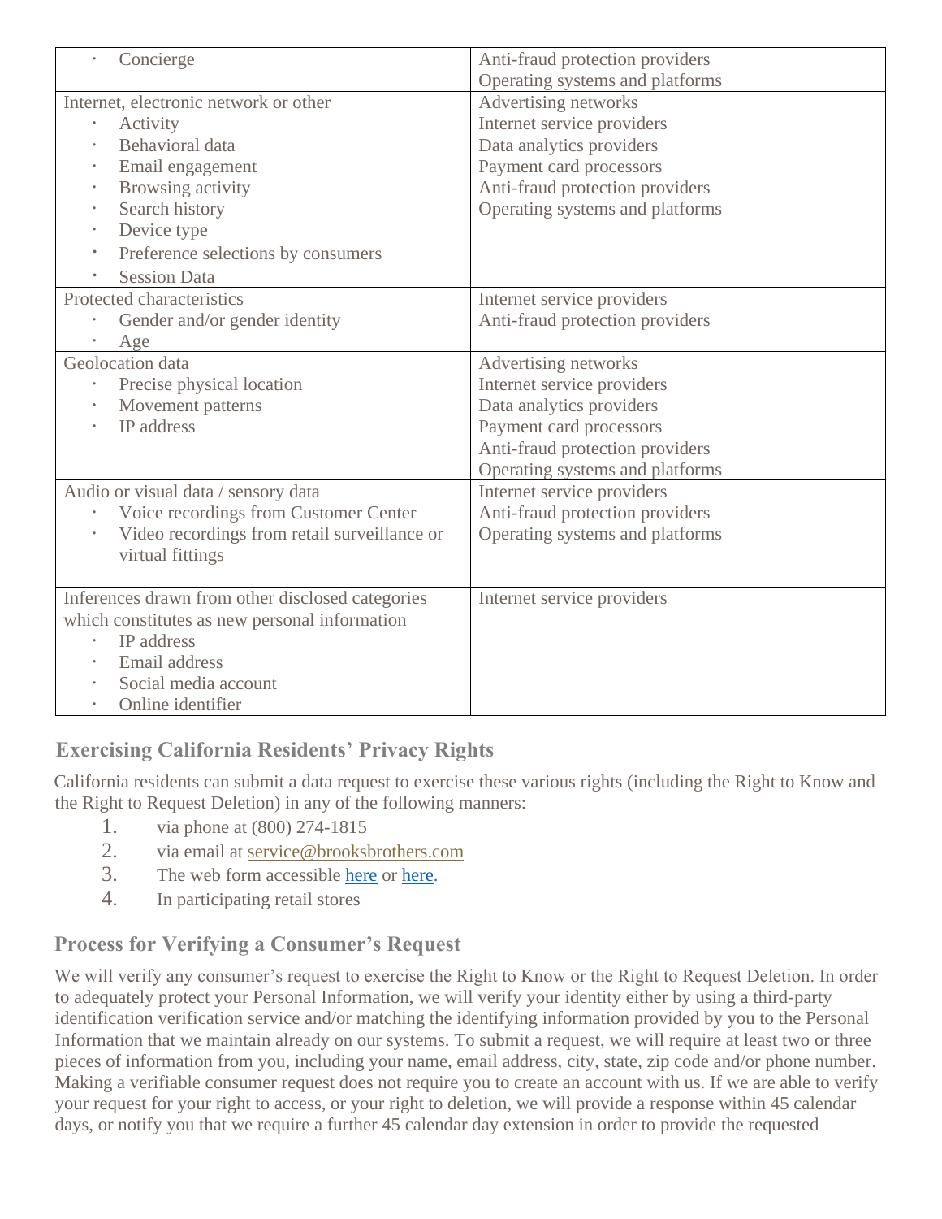| | |
|---|---|
| • Concierge | Anti-fraud protection providers<br>Operating systems and platforms |
| Internet, electronic network or other<br>• Activity<br>• Behavioral data<br>• Email engagement<br>• Browsing activity<br>• Search history<br>• Device type<br>• Preference selections by consumers<br>• Session Data | Advertising networks<br>Internet service providers<br>Data analytics providers<br>Payment card processors<br>Anti-fraud protection providers<br>Operating systems and platforms |
| Protected characteristics<br>• Gender and/or gender identity<br>• Age | Internet service providers<br>Anti-fraud protection providers |
| Geolocation data<br>• Precise physical location<br>• Movement patterns<br>• IP address | Advertising networks<br>Internet service providers<br>Data analytics providers<br>Payment card processors<br>Anti-fraud protection providers<br>Operating systems and platforms |
| Audio or visual data / sensory data<br>• Voice recordings from Customer Center<br>• Video recordings from retail surveillance or virtual fittings | Internet service providers<br>Anti-fraud protection providers<br>Operating systems and platforms |
| Inferences drawn from other disclosed categories which constitutes as new personal information<br>• IP address<br>• Email address<br>• Social media account<br>• Online identifier | Internet service providers |

## Exercising California Residents' Privacy Rights

California residents can submit a data request to exercise these various rights (including the Right to Know and the Right to Request Deletion) in any of the following manners:

1. via phone at (800) 274-1815
2. via email at service@brooksbrothers.com
3. The web form accessible here or here.
4. In participating retail stores

## Process for Verifying a Consumer's Request

We will verify any consumer's request to exercise the Right to Know or the Right to Request Deletion. In order to adequately protect your Personal Information, we will verify your identity either by using a third-party identification verification service and/or matching the identifying information provided by you to the Personal Information that we maintain already on our systems. To submit a request, we will require at least two or three pieces of information from you, including your name, email address, city, state, zip code and/or phone number. Making a verifiable consumer request does not require you to create an account with us. If we are able to verify your request for your right to access, or your right to deletion, we will provide a response within 45 calendar days, or notify you that we require a further 45 calendar day extension in order to provide the requested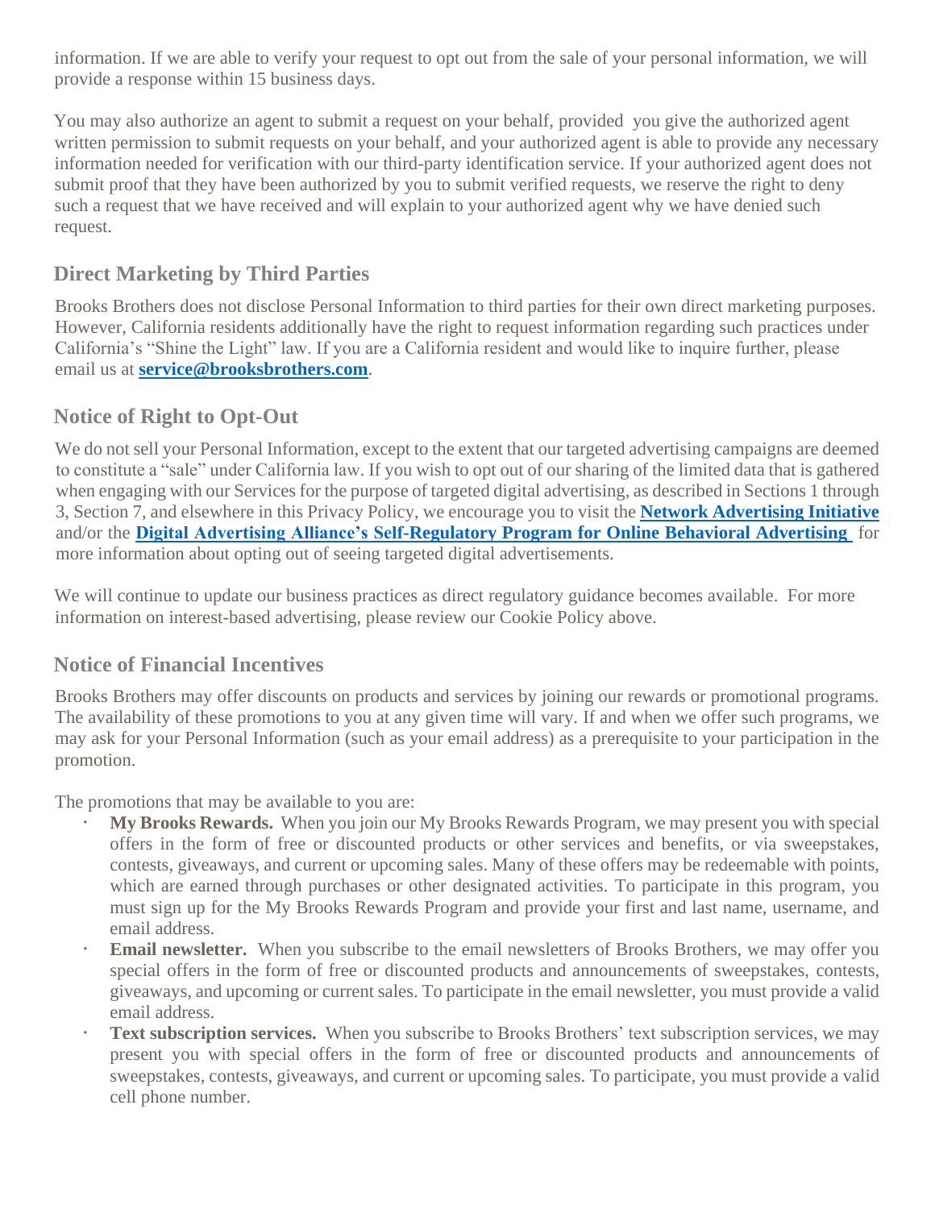information. If we are able to verify your request to opt out from the sale of your personal information, we will provide a response within 15 business days.

You may also authorize an agent to submit a request on your behalf, provided you give the authorized agent written permission to submit requests on your behalf, and your authorized agent is able to provide any necessary information needed for verification with our third-party identification service. If your authorized agent does not submit proof that they have been authorized by you to submit verified requests, we reserve the right to deny such a request that we have received and will explain to your authorized agent why we have denied such request.

## Direct Marketing by Third Parties

Brooks Brothers does not disclose Personal Information to third parties for their own direct marketing purposes. However, California residents additionally have the right to request information regarding such practices under California's "Shine the Light" law. If you are a California resident and would like to inquire further, please email us at **service@brooksbrothers.com**.

## Notice of Right to Opt-Out

We do not sell your Personal Information, except to the extent that our targeted advertising campaigns are deemed to constitute a "sale" under California law. If you wish to opt out of our sharing of the limited data that is gathered when engaging with our Services for the purpose of targeted digital advertising, as described in Sections 1 through 3, Section 7, and elsewhere in this Privacy Policy, we encourage you to visit the **Network Advertising Initiative** and/or the **Digital Advertising Alliance's Self-Regulatory Program for Online Behavioral Advertising** for more information about opting out of seeing targeted digital advertisements.

We will continue to update our business practices as direct regulatory guidance becomes available. For more information on interest-based advertising, please review our Cookie Policy above.

## Notice of Financial Incentives

Brooks Brothers may offer discounts on products and services by joining our rewards or promotional programs. The availability of these promotions to you at any given time will vary. If and when we offer such programs, we may ask for your Personal Information (such as your email address) as a prerequisite to your participation in the promotion.

The promotions that may be available to you are:

- **My Brooks Rewards.** When you join our My Brooks Rewards Program, we may present you with special offers in the form of free or discounted products or other services and benefits, or via sweepstakes, contests, giveaways, and current or upcoming sales. Many of these offers may be redeemable with points, which are earned through purchases or other designated activities. To participate in this program, you must sign up for the My Brooks Rewards Program and provide your first and last name, username, and email address.
- **Email newsletter.** When you subscribe to the email newsletters of Brooks Brothers, we may offer you special offers in the form of free or discounted products and announcements of sweepstakes, contests, giveaways, and upcoming or current sales. To participate in the email newsletter, you must provide a valid email address.
- **Text subscription services.** When you subscribe to Brooks Brothers' text subscription services, we may present you with special offers in the form of free or discounted products and announcements of sweepstakes, contests, giveaways, and current or upcoming sales. To participate, you must provide a valid cell phone number.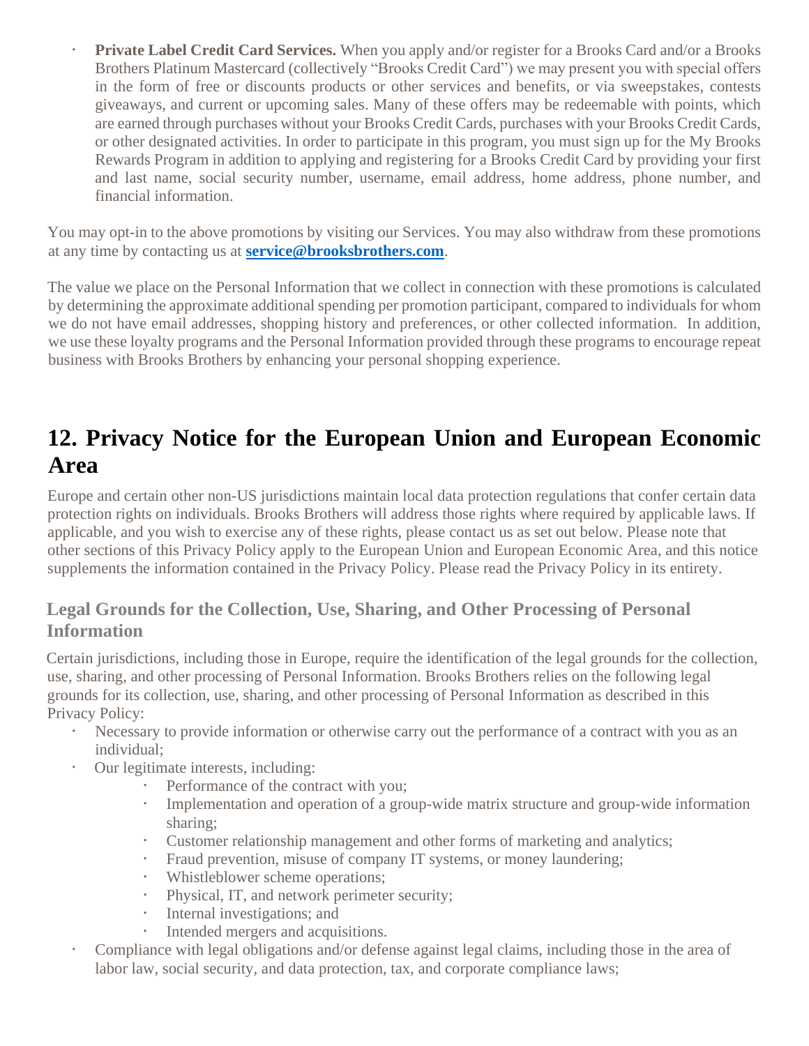- **Private Label Credit Card Services.** When you apply and/or register for a Brooks Card and/or a Brooks Brothers Platinum Mastercard (collectively "Brooks Credit Card") we may present you with special offers in the form of free or discounts products or other services and benefits, or via sweepstakes, contests giveaways, and current or upcoming sales. Many of these offers may be redeemable with points, which are earned through purchases without your Brooks Credit Cards, purchases with your Brooks Credit Cards, or other designated activities. In order to participate in this program, you must sign up for the My Brooks Rewards Program in addition to applying and registering for a Brooks Credit Card by providing your first and last name, social security number, username, email address, home address, phone number, and financial information.

You may opt-in to the above promotions by visiting our Services. You may also withdraw from these promotions at any time by contacting us at **service@brooksbrothers.com**.

The value we place on the Personal Information that we collect in connection with these promotions is calculated by determining the approximate additional spending per promotion participant, compared to individuals for whom we do not have email addresses, shopping history and preferences, or other collected information. In addition, we use these loyalty programs and the Personal Information provided through these programs to encourage repeat business with Brooks Brothers by enhancing your personal shopping experience.

# 12. Privacy Notice for the European Union and European Economic Area

Europe and certain other non-US jurisdictions maintain local data protection regulations that confer certain data protection rights on individuals. Brooks Brothers will address those rights where required by applicable laws. If applicable, and you wish to exercise any of these rights, please contact us as set out below. Please note that other sections of this Privacy Policy apply to the European Union and European Economic Area, and this notice supplements the information contained in the Privacy Policy. Please read the Privacy Policy in its entirety.

## Legal Grounds for the Collection, Use, Sharing, and Other Processing of Personal Information

Certain jurisdictions, including those in Europe, require the identification of the legal grounds for the collection, use, sharing, and other processing of Personal Information. Brooks Brothers relies on the following legal grounds for its collection, use, sharing, and other processing of Personal Information as described in this Privacy Policy:

- Necessary to provide information or otherwise carry out the performance of a contract with you as an individual;
- Our legitimate interests, including:
  - Performance of the contract with you;
  - Implementation and operation of a group-wide matrix structure and group-wide information sharing;
  - Customer relationship management and other forms of marketing and analytics;
  - Fraud prevention, misuse of company IT systems, or money laundering;
  - Whistleblower scheme operations;
  - Physical, IT, and network perimeter security;
  - Internal investigations; and
  - Intended mergers and acquisitions.
- Compliance with legal obligations and/or defense against legal claims, including those in the area of labor law, social security, and data protection, tax, and corporate compliance laws;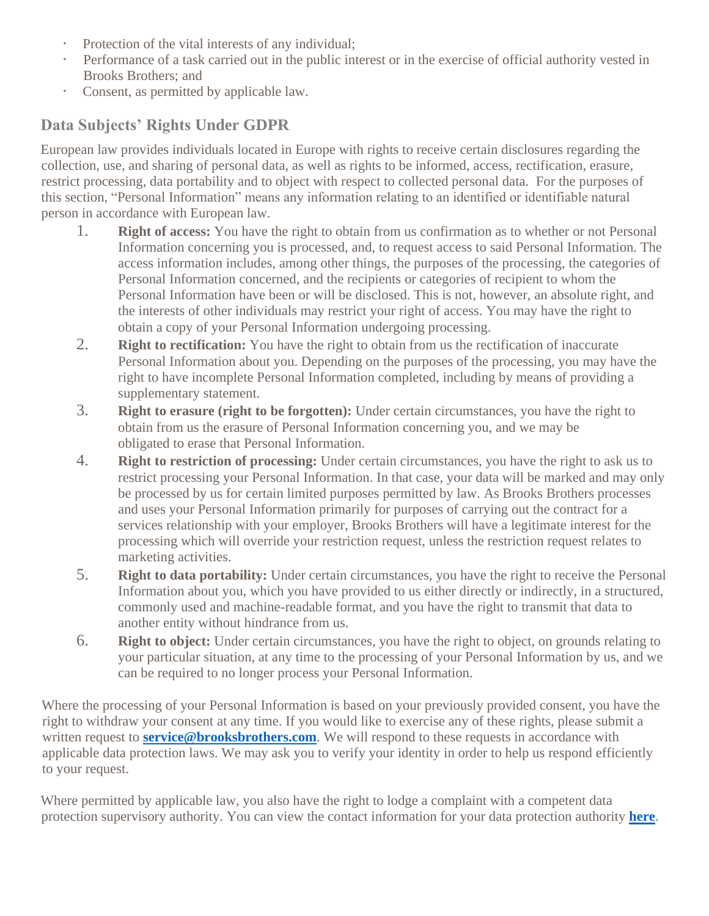- Protection of the vital interests of any individual;
- Performance of a task carried out in the public interest or in the exercise of official authority vested in Brooks Brothers; and
- Consent, as permitted by applicable law.

## Data Subjects' Rights Under GDPR

European law provides individuals located in Europe with rights to receive certain disclosures regarding the collection, use, and sharing of personal data, as well as rights to be informed, access, rectification, erasure, restrict processing, data portability and to object with respect to collected personal data. For the purposes of this section, "Personal Information" means any information relating to an identified or identifiable natural person in accordance with European law.

1. **Right of access:** You have the right to obtain from us confirmation as to whether or not Personal Information concerning you is processed, and, to request access to said Personal Information. The access information includes, among other things, the purposes of the processing, the categories of Personal Information concerned, and the recipients or categories of recipient to whom the Personal Information have been or will be disclosed. This is not, however, an absolute right, and the interests of other individuals may restrict your right of access. You may have the right to obtain a copy of your Personal Information undergoing processing.
2. **Right to rectification:** You have the right to obtain from us the rectification of inaccurate Personal Information about you. Depending on the purposes of the processing, you may have the right to have incomplete Personal Information completed, including by means of providing a supplementary statement.
3. **Right to erasure (right to be forgotten):** Under certain circumstances, you have the right to obtain from us the erasure of Personal Information concerning you, and we may be obligated to erase that Personal Information.
4. **Right to restriction of processing:** Under certain circumstances, you have the right to ask us to restrict processing your Personal Information. In that case, your data will be marked and may only be processed by us for certain limited purposes permitted by law. As Brooks Brothers processes and uses your Personal Information primarily for purposes of carrying out the contract for a services relationship with your employer, Brooks Brothers will have a legitimate interest for the processing which will override your restriction request, unless the restriction request relates to marketing activities.
5. **Right to data portability:** Under certain circumstances, you have the right to receive the Personal Information about you, which you have provided to us either directly or indirectly, in a structured, commonly used and machine-readable format, and you have the right to transmit that data to another entity without hindrance from us.
6. **Right to object:** Under certain circumstances, you have the right to object, on grounds relating to your particular situation, at any time to the processing of your Personal Information by us, and we can be required to no longer process your Personal Information.

Where the processing of your Personal Information is based on your previously provided consent, you have the right to withdraw your consent at any time. If you would like to exercise any of these rights, please submit a written request to **service@brooksbrothers.com**. We will respond to these requests in accordance with applicable data protection laws. We may ask you to verify your identity in order to help us respond efficiently to your request.

Where permitted by applicable law, you also have the right to lodge a complaint with a competent data protection supervisory authority. You can view the contact information for your data protection authority **here**.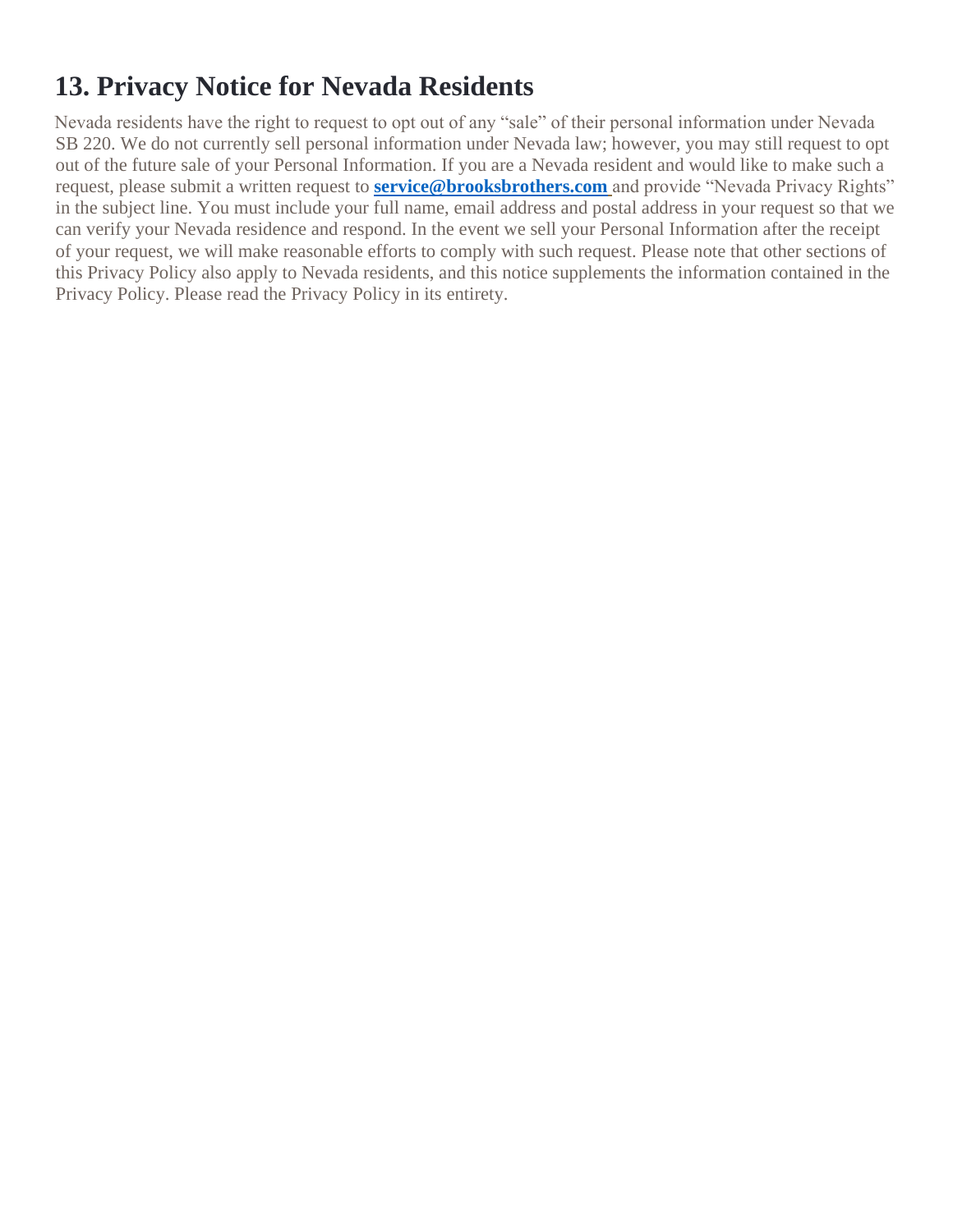## 13. Privacy Notice for Nevada Residents

Nevada residents have the right to request to opt out of any “sale” of their personal information under Nevada SB 220. We do not currently sell personal information under Nevada law; however, you may still request to opt out of the future sale of your Personal Information. If you are a Nevada resident and would like to make such a request, please submit a written request to **service@brooksbrothers.com** and provide “Nevada Privacy Rights” in the subject line. You must include your full name, email address and postal address in your request so that we can verify your Nevada residence and respond. In the event we sell your Personal Information after the receipt of your request, we will make reasonable efforts to comply with such request. Please note that other sections of this Privacy Policy also apply to Nevada residents, and this notice supplements the information contained in the Privacy Policy. Please read the Privacy Policy in its entirety.